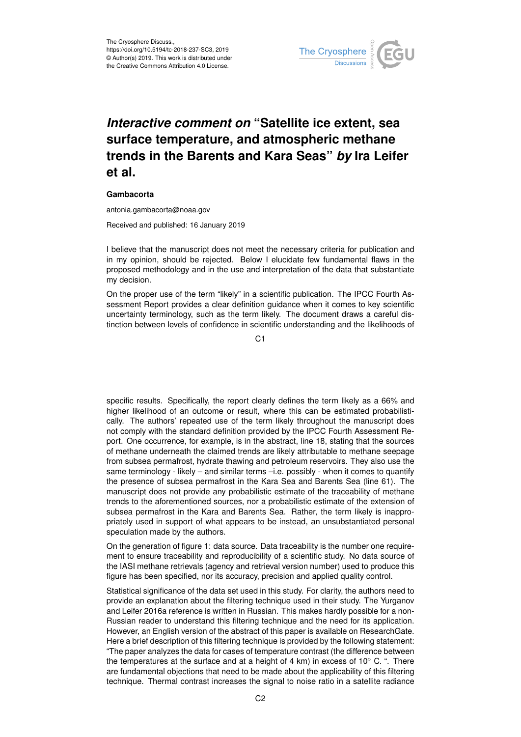The Cryosphere Discuss.,
https://doi.org/10.5194/tc-2018-237-SC3, 2019
© Author(s) 2019. This work is distributed under the Creative Commons Attribution 4.0 License.

# *Interactive comment on* "Satellite ice extent, sea surface temperature, and atmospheric methane trends in the Barents and Kara Seas" *by* Ira Leifer et al.

**Gambacorta**

antonia.gambacorta@noaa.gov

Received and published: 16 January 2019

I believe that the manuscript does not meet the necessary criteria for publication and in my opinion, should be rejected. Below I elucidate few fundamental flaws in the proposed methodology and in the use and interpretation of the data that substantiate my decision.

On the proper use of the term "likely" in a scientific publication. The IPCC Fourth Assessment Report provides a clear definition guidance when it comes to key scientific uncertainty terminology, such as the term likely. The document draws a careful distinction between levels of confidence in scientific understanding and the likelihoods of specific results. Specifically, the report clearly defines the term likely as a 66% and higher likelihood of an outcome or result, where this can be estimated probabilistically. The authors' repeated use of the term likely throughout the manuscript does not comply with the standard definition provided by the IPCC Fourth Assessment Report. One occurrence, for example, is in the abstract, line 18, stating that the sources of methane underneath the claimed trends are likely attributable to methane seepage from subsea permafrost, hydrate thawing and petroleum reservoirs. They also use the same terminology - likely – and similar terms –i.e. possibly - when it comes to quantify the presence of subsea permafrost in the Kara Sea and Barents Sea (line 61). The manuscript does not provide any probabilistic estimate of the traceability of methane trends to the aforementioned sources, nor a probabilistic estimate of the extension of subsea permafrost in the Kara and Barents Sea. Rather, the term likely is inappropriately used in support of what appears to be instead, an unsubstantiated personal speculation made by the authors.

On the generation of figure 1: data source. Data traceability is the number one requirement to ensure traceability and reproducibility of a scientific study. No data source of the IASI methane retrievals (agency and retrieval version number) used to produce this figure has been specified, nor its accuracy, precision and applied quality control.

Statistical significance of the data set used in this study. For clarity, the authors need to provide an explanation about the filtering technique used in their study. The Yurganov and Leifer 2016a reference is written in Russian. This makes hardly possible for a non-Russian reader to understand this filtering technique and the need for its application. However, an English version of the abstract of this paper is available on ResearchGate. Here a brief description of this filtering technique is provided by the following statement: "The paper analyzes the data for cases of temperature contrast (the difference between the temperatures at the surface and at a height of 4 km) in excess of 10° C. ". There are fundamental objections that need to be made about the applicability of this filtering technique. Thermal contrast increases the signal to noise ratio in a satellite radiance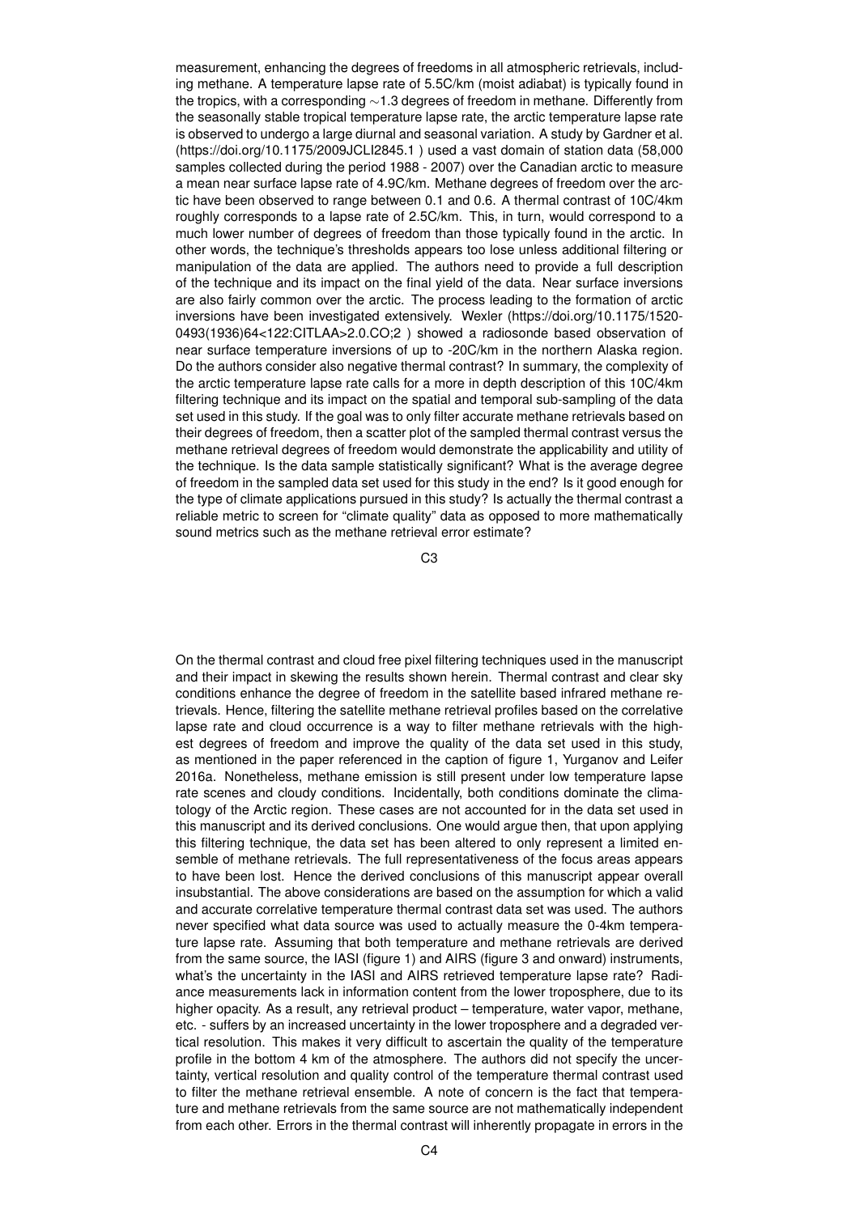measurement, enhancing the degrees of freedoms in all atmospheric retrievals, including methane. A temperature lapse rate of 5.5C/km (moist adiabat) is typically found in the tropics, with a corresponding ~1.3 degrees of freedom in methane. Differently from the seasonally stable tropical temperature lapse rate, the arctic temperature lapse rate is observed to undergo a large diurnal and seasonal variation. A study by Gardner et al. (https://doi.org/10.1175/2009JCLI2845.1 ) used a vast domain of station data (58,000 samples collected during the period 1988 - 2007) over the Canadian arctic to measure a mean near surface lapse rate of 4.9C/km. Methane degrees of freedom over the arctic have been observed to range between 0.1 and 0.6. A thermal contrast of 10C/4km roughly corresponds to a lapse rate of 2.5C/km. This, in turn, would correspond to a much lower number of degrees of freedom than those typically found in the arctic. In other words, the technique's thresholds appears too lose unless additional filtering or manipulation of the data are applied. The authors need to provide a full description of the technique and its impact on the final yield of the data. Near surface inversions are also fairly common over the arctic. The process leading to the formation of arctic inversions have been investigated extensively. Wexler (https://doi.org/10.1175/1520-0493(1936)64<122:CITLAA>2.0.CO;2 ) showed a radiosonde based observation of near surface temperature inversions of up to -20C/km in the northern Alaska region. Do the authors consider also negative thermal contrast? In summary, the complexity of the arctic temperature lapse rate calls for a more in depth description of this 10C/4km filtering technique and its impact on the spatial and temporal sub-sampling of the data set used in this study. If the goal was to only filter accurate methane retrievals based on their degrees of freedom, then a scatter plot of the sampled thermal contrast versus the methane retrieval degrees of freedom would demonstrate the applicability and utility of the technique. Is the data sample statistically significant? What is the average degree of freedom in the sampled data set used for this study in the end? Is it good enough for the type of climate applications pursued in this study? Is actually the thermal contrast a reliable metric to screen for "climate quality" data as opposed to more mathematically sound metrics such as the methane retrieval error estimate?

On the thermal contrast and cloud free pixel filtering techniques used in the manuscript and their impact in skewing the results shown herein. Thermal contrast and clear sky conditions enhance the degree of freedom in the satellite based infrared methane retrievals. Hence, filtering the satellite methane retrieval profiles based on the correlative lapse rate and cloud occurrence is a way to filter methane retrievals with the highest degrees of freedom and improve the quality of the data set used in this study, as mentioned in the paper referenced in the caption of figure 1, Yurganov and Leifer 2016a. Nonetheless, methane emission is still present under low temperature lapse rate scenes and cloudy conditions. Incidentally, both conditions dominate the climatology of the Arctic region. These cases are not accounted for in the data set used in this manuscript and its derived conclusions. One would argue then, that upon applying this filtering technique, the data set has been altered to only represent a limited ensemble of methane retrievals. The full representativeness of the focus areas appears to have been lost. Hence the derived conclusions of this manuscript appear overall insubstantial. The above considerations are based on the assumption for which a valid and accurate correlative temperature thermal contrast data set was used. The authors never specified what data source was used to actually measure the 0-4km temperature lapse rate. Assuming that both temperature and methane retrievals are derived from the same source, the IASI (figure 1) and AIRS (figure 3 and onward) instruments, what's the uncertainty in the IASI and AIRS retrieved temperature lapse rate? Radiance measurements lack in information content from the lower troposphere, due to its higher opacity. As a result, any retrieval product – temperature, water vapor, methane, etc. - suffers by an increased uncertainty in the lower troposphere and a degraded vertical resolution. This makes it very difficult to ascertain the quality of the temperature profile in the bottom 4 km of the atmosphere. The authors did not specify the uncertainty, vertical resolution and quality control of the temperature thermal contrast used to filter the methane retrieval ensemble. A note of concern is the fact that temperature and methane retrievals from the same source are not mathematically independent from each other. Errors in the thermal contrast will inherently propagate in errors in the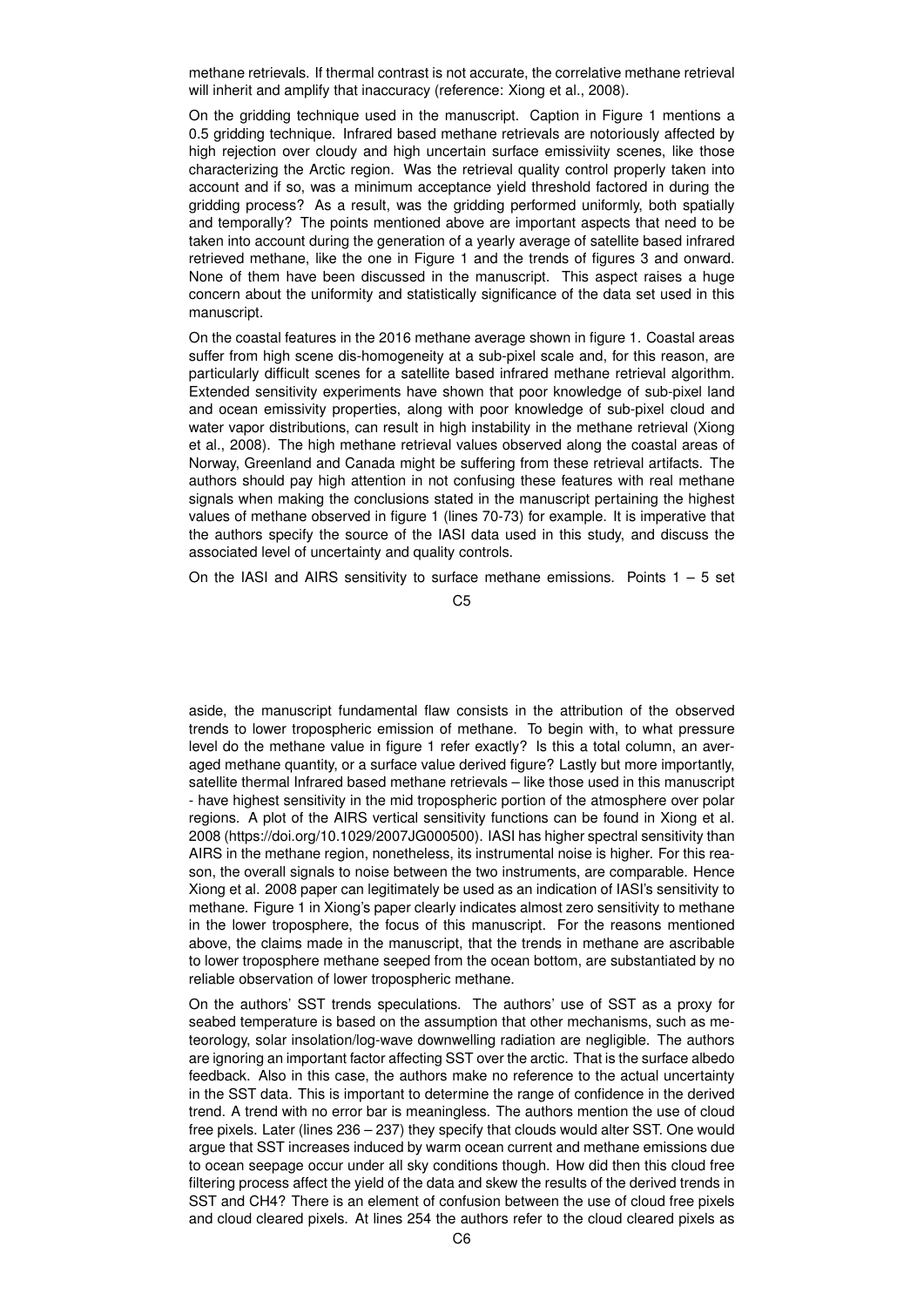methane retrievals. If thermal contrast is not accurate, the correlative methane retrieval will inherit and amplify that inaccuracy (reference: Xiong et al., 2008).

On the gridding technique used in the manuscript. Caption in Figure 1 mentions a 0.5 gridding technique. Infrared based methane retrievals are notoriously affected by high rejection over cloudy and high uncertain surface emissiviity scenes, like those characterizing the Arctic region. Was the retrieval quality control properly taken into account and if so, was a minimum acceptance yield threshold factored in during the gridding process? As a result, was the gridding performed uniformly, both spatially and temporally? The points mentioned above are important aspects that need to be taken into account during the generation of a yearly average of satellite based infrared retrieved methane, like the one in Figure 1 and the trends of figures 3 and onward. None of them have been discussed in the manuscript. This aspect raises a huge concern about the uniformity and statistically significance of the data set used in this manuscript.

On the coastal features in the 2016 methane average shown in figure 1. Coastal areas suffer from high scene dis-homogeneity at a sub-pixel scale and, for this reason, are particularly difficult scenes for a satellite based infrared methane retrieval algorithm. Extended sensitivity experiments have shown that poor knowledge of sub-pixel land and ocean emissivity properties, along with poor knowledge of sub-pixel cloud and water vapor distributions, can result in high instability in the methane retrieval (Xiong et al., 2008). The high methane retrieval values observed along the coastal areas of Norway, Greenland and Canada might be suffering from these retrieval artifacts. The authors should pay high attention in not confusing these features with real methane signals when making the conclusions stated in the manuscript pertaining the highest values of methane observed in figure 1 (lines 70-73) for example. It is imperative that the authors specify the source of the IASI data used in this study, and discuss the associated level of uncertainty and quality controls.

On the IASI and AIRS sensitivity to surface methane emissions. Points 1 – 5 set aside, the manuscript fundamental flaw consists in the attribution of the observed trends to lower tropospheric emission of methane. To begin with, to what pressure level do the methane value in figure 1 refer exactly? Is this a total column, an averaged methane quantity, or a surface value derived figure? Lastly but more importantly, satellite thermal Infrared based methane retrievals – like those used in this manuscript - have highest sensitivity in the mid tropospheric portion of the atmosphere over polar regions. A plot of the AIRS vertical sensitivity functions can be found in Xiong et al. 2008 (https://doi.org/10.1029/2007JG000500). IASI has higher spectral sensitivity than AIRS in the methane region, nonetheless, its instrumental noise is higher. For this reason, the overall signals to noise between the two instruments, are comparable. Hence Xiong et al. 2008 paper can legitimately be used as an indication of IASI's sensitivity to methane. Figure 1 in Xiong's paper clearly indicates almost zero sensitivity to methane in the lower troposphere, the focus of this manuscript. For the reasons mentioned above, the claims made in the manuscript, that the trends in methane are ascribable to lower troposphere methane seeped from the ocean bottom, are substantiated by no reliable observation of lower tropospheric methane.

On the authors' SST trends speculations. The authors' use of SST as a proxy for seabed temperature is based on the assumption that other mechanisms, such as meteorology, solar insolation/log-wave downwelling radiation are negligible. The authors are ignoring an important factor affecting SST over the arctic. That is the surface albedo feedback. Also in this case, the authors make no reference to the actual uncertainty in the SST data. This is important to determine the range of confidence in the derived trend. A trend with no error bar is meaningless. The authors mention the use of cloud free pixels. Later (lines 236 – 237) they specify that clouds would alter SST. One would argue that SST increases induced by warm ocean current and methane emissions due to ocean seepage occur under all sky conditions though. How did then this cloud free filtering process affect the yield of the data and skew the results of the derived trends in SST and $CH_4$? There is an element of confusion between the use of cloud free pixels and cloud cleared pixels. At lines 254 the authors refer to the cloud cleared pixels as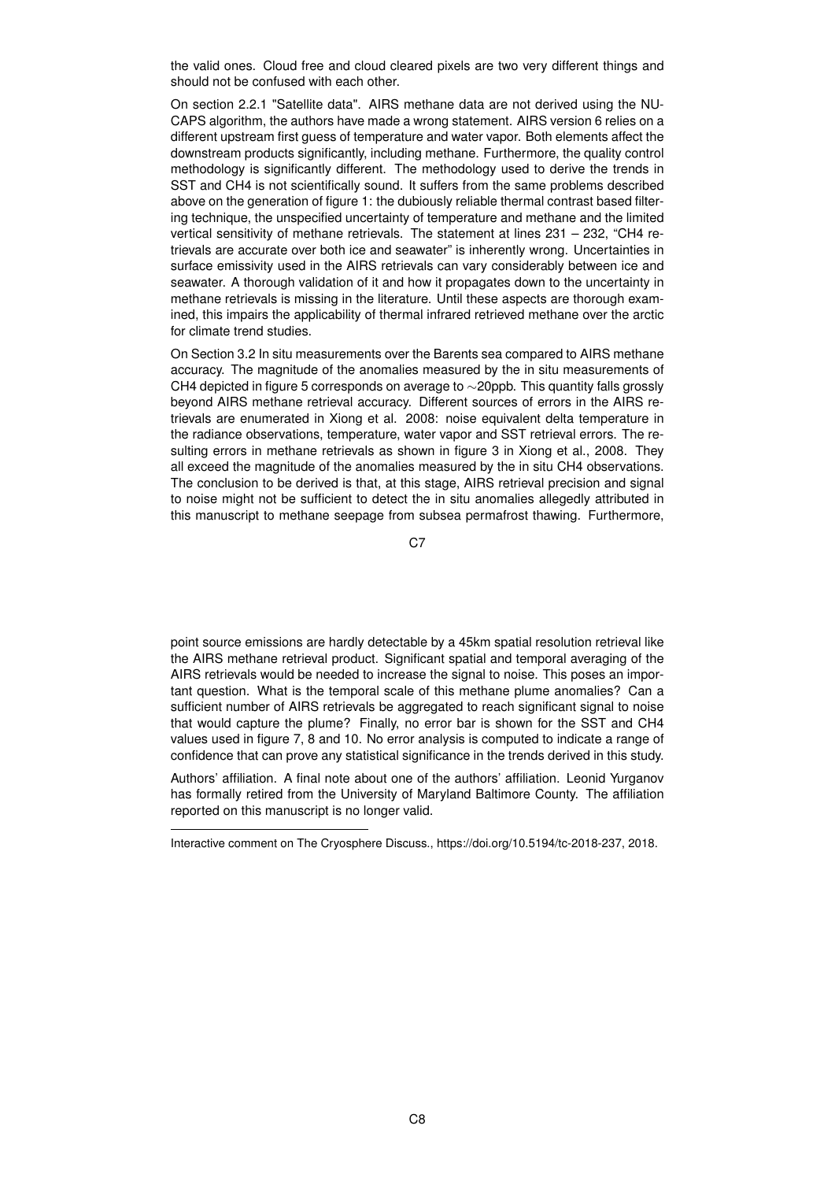the valid ones. Cloud free and cloud cleared pixels are two very different things and should not be confused with each other.

On section 2.2.1 "Satellite data". AIRS methane data are not derived using the NUCAPS algorithm, the authors have made a wrong statement. AIRS version 6 relies on a different upstream first guess of temperature and water vapor. Both elements affect the downstream products significantly, including methane. Furthermore, the quality control methodology is significantly different. The methodology used to derive the trends in SST and CH4 is not scientifically sound. It suffers from the same problems described above on the generation of figure 1: the dubiously reliable thermal contrast based filtering technique, the unspecified uncertainty of temperature and methane and the limited vertical sensitivity of methane retrievals. The statement at lines 231 – 232, "CH4 retrievals are accurate over both ice and seawater" is inherently wrong. Uncertainties in surface emissivity used in the AIRS retrievals can vary considerably between ice and seawater. A thorough validation of it and how it propagates down to the uncertainty in methane retrievals is missing in the literature. Until these aspects are thorough examined, this impairs the applicability of thermal infrared retrieved methane over the arctic for climate trend studies.

On Section 3.2 In situ measurements over the Barents sea compared to AIRS methane accuracy. The magnitude of the anomalies measured by the in situ measurements of CH4 depicted in figure 5 corresponds on average to ∼20ppb. This quantity falls grossly beyond AIRS methane retrieval accuracy. Different sources of errors in the AIRS retrievals are enumerated in Xiong et al. 2008: noise equivalent delta temperature in the radiance observations, temperature, water vapor and SST retrieval errors. The resulting errors in methane retrievals as shown in figure 3 in Xiong et al., 2008. They all exceed the magnitude of the anomalies measured by the in situ CH4 observations. The conclusion to be derived is that, at this stage, AIRS retrieval precision and signal to noise might not be sufficient to detect the in situ anomalies allegedly attributed in this manuscript to methane seepage from subsea permafrost thawing. Furthermore, point source emissions are hardly detectable by a 45km spatial resolution retrieval like the AIRS methane retrieval product. Significant spatial and temporal averaging of the AIRS retrievals would be needed to increase the signal to noise. This poses an important question. What is the temporal scale of this methane plume anomalies? Can a sufficient number of AIRS retrievals be aggregated to reach significant signal to noise that would capture the plume? Finally, no error bar is shown for the SST and CH4 values used in figure 7, 8 and 10. No error analysis is computed to indicate a range of confidence that can prove any statistical significance in the trends derived in this study.

Authors' affiliation. A final note about one of the authors' affiliation. Leonid Yurganov has formally retired from the University of Maryland Baltimore County. The affiliation reported on this manuscript is no longer valid.

---

Interactive comment on The Cryosphere Discuss., https://doi.org/10.5194/tc-2018-237, 2018.